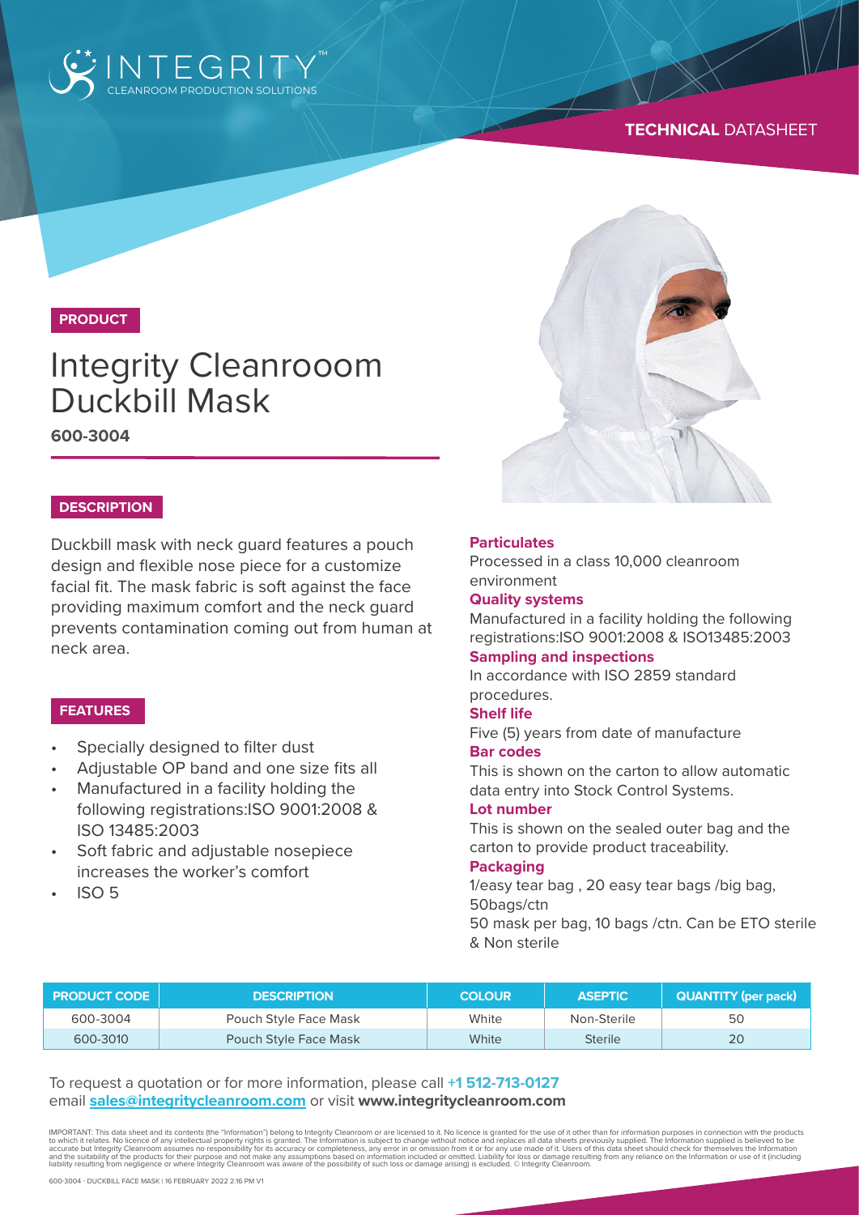INTEGRITY™
CLEANROOM PRODUCTION SOLUTIONS

**TECHNICAL** DATASHEET

**PRODUCT**

# Integrity Cleanrooom Duckbill Mask

**600-3004**

## DESCRIPTION

Duckbill mask with neck guard features a pouch design and flexible nose piece for a customize facial fit. The mask fabric is soft against the face providing maximum comfort and the neck guard prevents contamination coming out from human at neck area.

## FEATURES

- Specially designed to filter dust
- Adjustable OP band and one size fits all
- Manufactured in a facility holding the following registrations:ISO 9001:2008 & ISO 13485:2003
- Soft fabric and adjustable nosepiece increases the worker's comfort
- ISO 5

**Particulates**

Processed in a class 10,000 cleanroom environment

**Quality systems**

Manufactured in a facility holding the following registrations:ISO 9001:2008 & ISO13485:2003

**Sampling and inspections**

In accordance with ISO 2859 standard procedures.

**Shelf life**

Five (5) years from date of manufacture

**Bar codes**

This is shown on the carton to allow automatic data entry into Stock Control Systems.

**Lot number**

This is shown on the sealed outer bag and the carton to provide product traceability.

**Packaging**

1/easy tear bag , 20 easy tear bags /big bag, 50bags/ctn

50 mask per bag, 10 bags /ctn. Can be ETO sterile & Non sterile

| PRODUCT CODE | DESCRIPTION | COLOUR | ASEPTIC | QUANTITY (per pack) |
|---|---|---|---|---|
| 600-3004 | Pouch Style Face Mask | White | Non-Sterile | 50 |
| 600-3010 | Pouch Style Face Mask | White | Sterile | 20 |

To request a quotation or for more information, please call **+1 512-713-0127**
email **sales@integritycleanroom.com** or visit **www.integritycleanroom.com**

IMPORTANT: This data sheet and its contents (the "Information") belong to Integrity Cleanroom or are licensed to it. No licence is granted for the use of it other than for information purposes in connection with the products to which it relates. No licence of any intellectual property rights is granted. The Information is subject to change without notice and replaces all data sheets previously supplied. The Information supplied is believed to be accurate but Integrity Cleanroom assumes no responsibility for its accuracy or completeness, any error in or omission from it or for any use made of it. Users of this data sheet should check for themselves the Information and the suitability of the products for their purpose and not make any assumptions based on information included or omitted. Liability for loss or damage resulting from any reliance on the Information or use of it (including liability resulting from negligence or where Integrity Cleanroom was aware of the possibility of such loss or damage arising) is excluded. © Integrity Cleanroom.

600-3004 - DUCKBILL FACE MASK | 16 FEBRUARY 2022 2:16 PM V1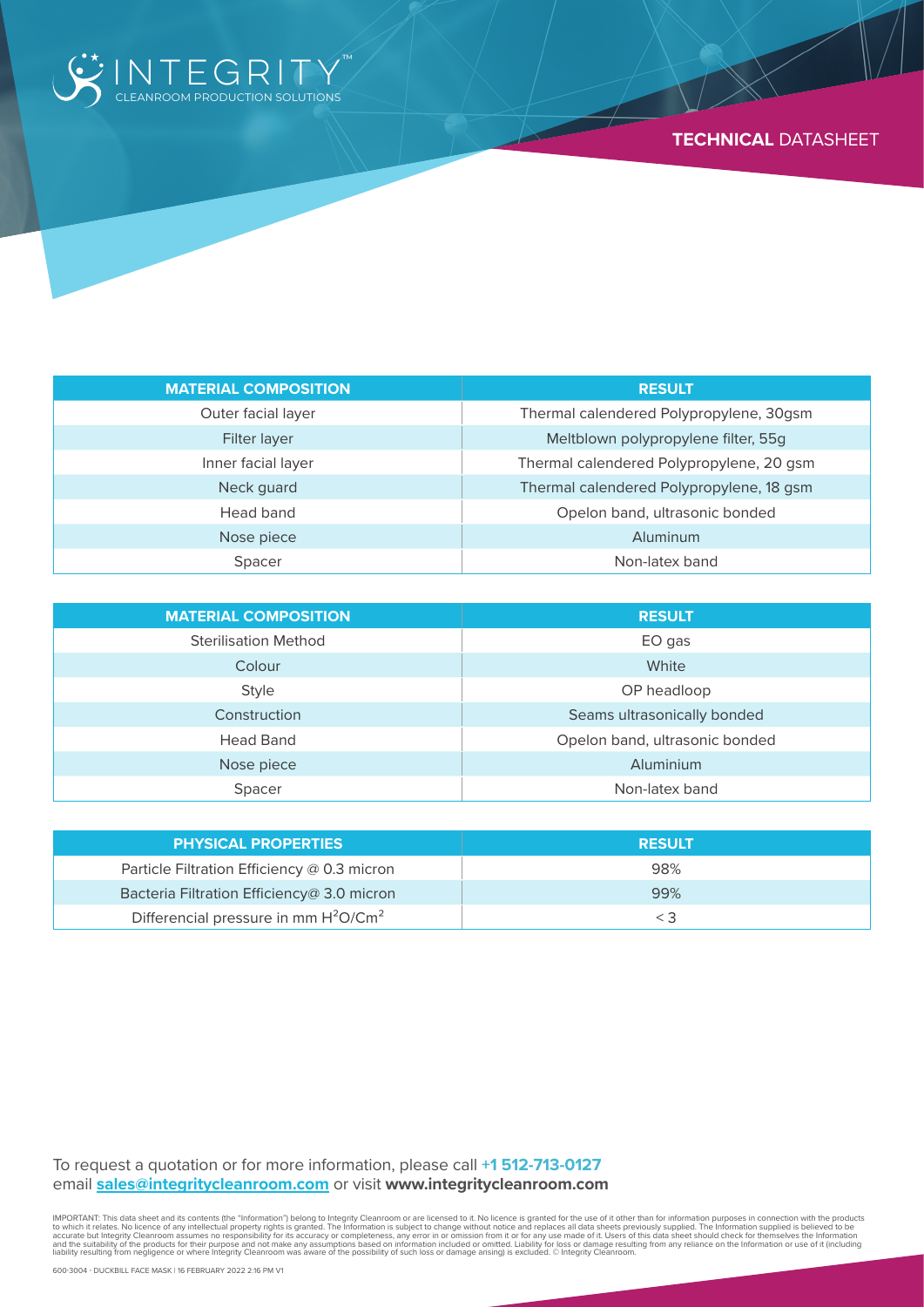INTEGRITY™
CLEANROOM PRODUCTION SOLUTIONS

**TECHNICAL** DATASHEET

| MATERIAL COMPOSITION | RESULT |
|---|---|
| Outer facial layer | Thermal calendered Polypropylene, 30gsm |
| Filter layer | Meltblown polypropylene filter, 55g |
| Inner facial layer | Thermal calendered Polypropylene, 20 gsm |
| Neck guard | Thermal calendered Polypropylene, 18 gsm |
| Head band | Opelon band, ultrasonic bonded |
| Nose piece | Aluminum |
| Spacer | Non-latex band |

| MATERIAL COMPOSITION | RESULT |
|---|---|
| Sterilisation Method | EO gas |
| Colour | White |
| Style | OP headloop |
| Construction | Seams ultrasonically bonded |
| Head Band | Opelon band, ultrasonic bonded |
| Nose piece | Aluminium |
| Spacer | Non-latex band |

| PHYSICAL PROPERTIES | RESULT |
|---|---|
| Particle Filtration Efficiency @ 0.3 micron | 98% |
| Bacteria Filtration Efficiency@ 3.0 micron | 99% |
| Differencial pressure in mm $H^2O/Cm^2$ | < 3 |

To request a quotation or for more information, please call **+1 512-713-0127**
email **sales@integritycleanroom.com** or visit **www.integritycleanroom.com**

IMPORTANT: This data sheet and its contents (the "Information") belong to Integrity Cleanroom or are licensed to it. No licence is granted for the use of it other than for information purposes in connection with the products to which it relates. No licence of any intellectual property rights is granted. The Information is subject to change without notice and replaces all data sheets previously supplied. The Information supplied is believed to be accurate but Integrity Cleanroom assumes no responsibility for its accuracy or completeness, any error in or omission from it or for any use made of it. Users of this data sheet should check for themselves the Information and the suitability of the products for their purpose and not make any assumptions based on information included or omitted. Liability for loss or damage resulting from any reliance on the Information or use of it (including liability resulting from negligence or where Integrity Cleanroom was aware of the possibility of such loss or damage arising) is excluded. © Integrity Cleanroom.

600-3004 · DUCKBILL FACE MASK | 16 FEBRUARY 2022 2:16 PM V1